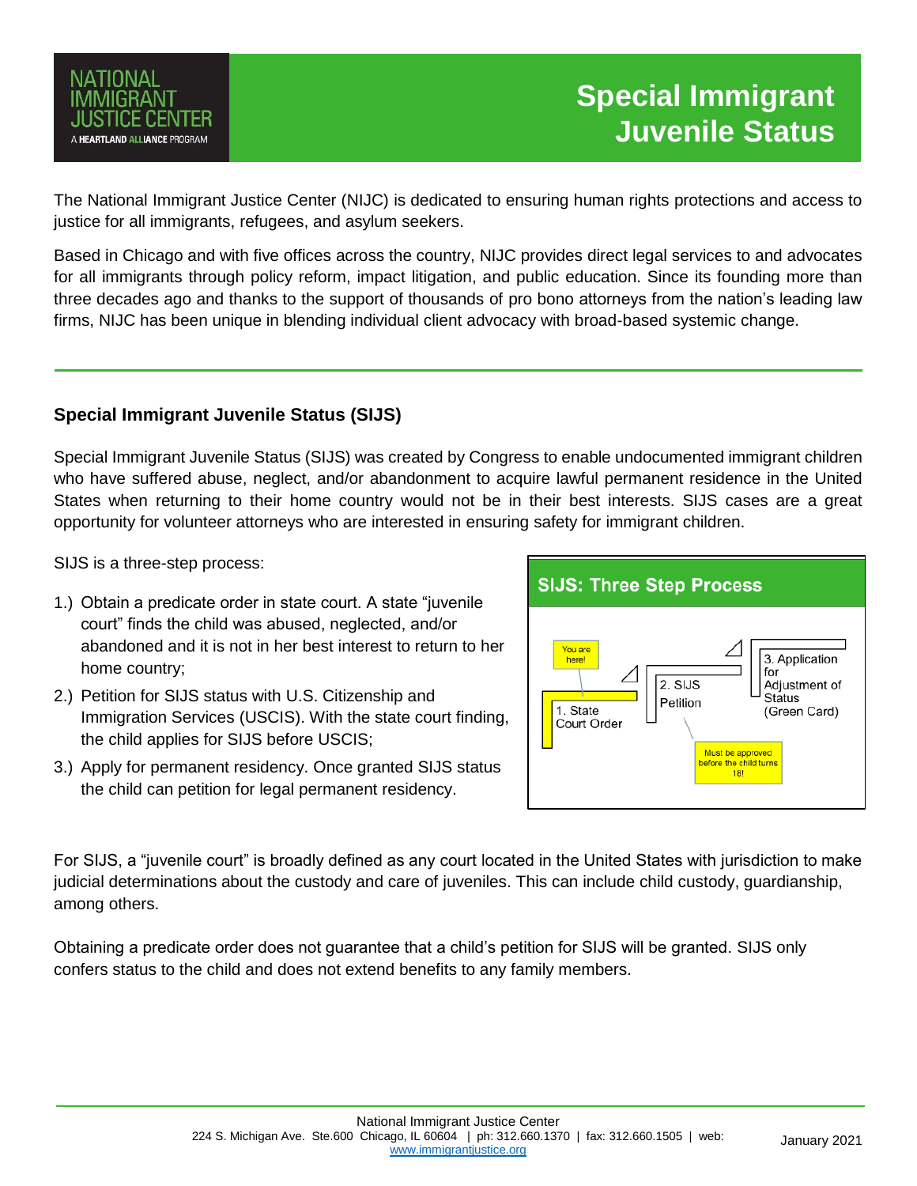NATIONAL IMMIGRANT JUSTICE CENTER
A HEARTLAND ALLIANCE PROGRAM

# Special Immigrant Juvenile Status

The National Immigrant Justice Center (NIJC) is dedicated to ensuring human rights protections and access to justice for all immigrants, refugees, and asylum seekers.

Based in Chicago and with five offices across the country, NIJC provides direct legal services to and advocates for all immigrants through policy reform, impact litigation, and public education. Since its founding more than three decades ago and thanks to the support of thousands of pro bono attorneys from the nation's leading law firms, NIJC has been unique in blending individual client advocacy with broad-based systemic change.

---

## Special Immigrant Juvenile Status (SIJS)

Special Immigrant Juvenile Status (SIJS) was created by Congress to enable undocumented immigrant children who have suffered abuse, neglect, and/or abandonment to acquire lawful permanent residence in the United States when returning to their home country would not be in their best interests. SIJS cases are a great opportunity for volunteer attorneys who are interested in ensuring safety for immigrant children.

SIJS is a three-step process:

1.) Obtain a predicate order in state court. A state "juvenile court" finds the child was abused, neglected, and/or abandoned and it is not in her best interest to return to her home country;

2.) Petition for SIJS status with U.S. Citizenship and Immigration Services (USCIS). With the state court finding, the child applies for SIJS before USCIS;

3.) Apply for permanent residency. Once granted SIJS status the child can petition for legal permanent residency.

**SIJS: Three Step Process**

- 1. State Court Order (You are here!)
- 2. SIJS Petition (Must be approved before the child turns 18!)
- 3. Application for Adjustment of Status (Green Card)

For SIJS, a "juvenile court" is broadly defined as any court located in the United States with jurisdiction to make judicial determinations about the custody and care of juveniles. This can include child custody, guardianship, among others.

Obtaining a predicate order does not guarantee that a child's petition for SIJS will be granted. SIJS only confers status to the child and does not extend benefits to any family members.

National Immigrant Justice Center
224 S. Michigan Ave. Ste.600 Chicago, IL 60604 | ph: 312.660.1370 | fax: 312.660.1505 | web: www.immigrantjustice.org

January 2021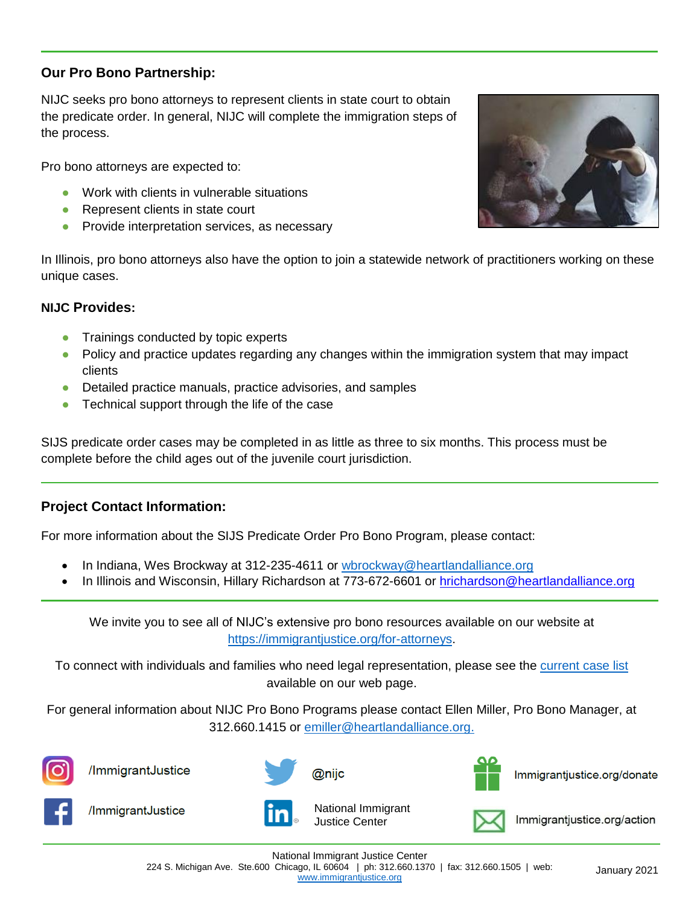## Our Pro Bono Partnership:

NIJC seeks pro bono attorneys to represent clients in state court to obtain the predicate order. In general, NIJC will complete the immigration steps of the process.

Pro bono attorneys are expected to:

- Work with clients in vulnerable situations
- Represent clients in state court
- Provide interpretation services, as necessary

In Illinois, pro bono attorneys also have the option to join a statewide network of practitioners working on these unique cases.

## NIJC Provides:

- Trainings conducted by topic experts
- Policy and practice updates regarding any changes within the immigration system that may impact clients
- Detailed practice manuals, practice advisories, and samples
- Technical support through the life of the case

SIJS predicate order cases may be completed in as little as three to six months. This process must be complete before the child ages out of the juvenile court jurisdiction.

## Project Contact Information:

For more information about the SIJS Predicate Order Pro Bono Program, please contact:

- In Indiana, Wes Brockway at 312-235-4611 or wbrockway@heartlandalliance.org
- In Illinois and Wisconsin, Hillary Richardson at 773-672-6601 or hrichardson@heartlandalliance.org

We invite you to see all of NIJC's extensive pro bono resources available on our website at https://immigrantjustice.org/for-attorneys.

To connect with individuals and families who need legal representation, please see the current case list available on our web page.

For general information about NIJC Pro Bono Programs please contact Ellen Miller, Pro Bono Manager, at 312.660.1415 or emiller@heartlandalliance.org.

/ImmigrantJustice

/ImmigrantJustice

@nijc

National Immigrant Justice Center

Immigrantjustice.org/donate

Immigrantjustice.org/action

National Immigrant Justice Center
224 S. Michigan Ave. Ste.600 Chicago, IL 60604 | ph: 312.660.1370 | fax: 312.660.1505 | web: www.immigrantjustice.org

January 2021